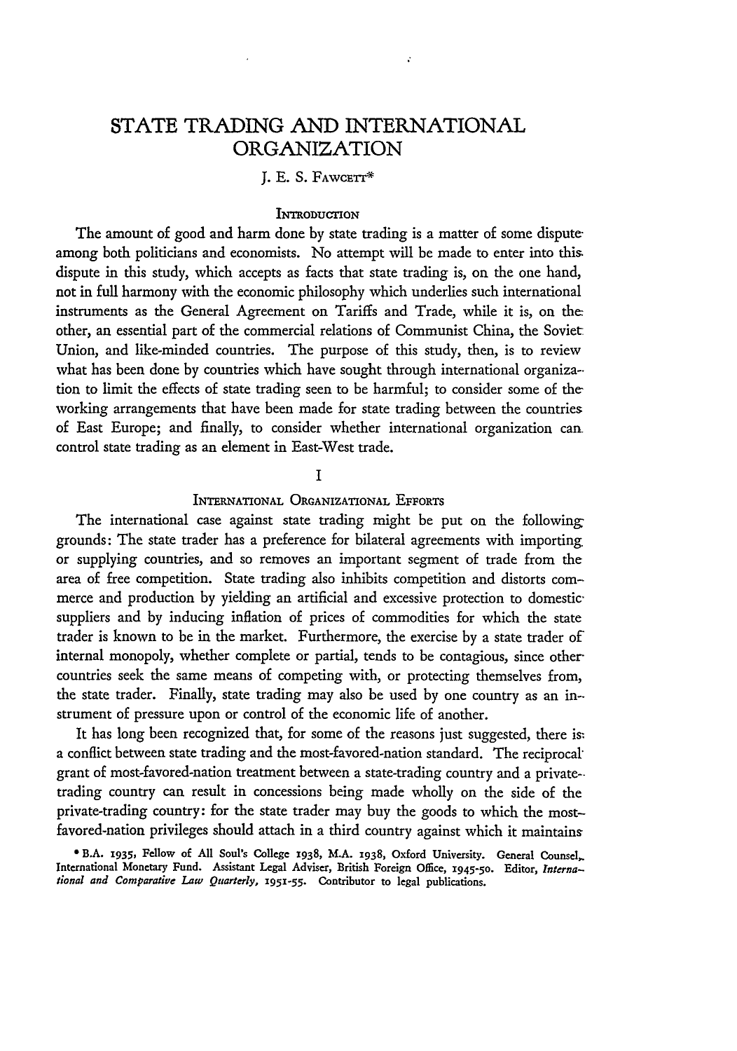# STATE TRADING AND INTERNATIONAL ORGANIZATION

J. E. S. FAWCETT*

## INTRODUCTION

The amount of good and harm done by state trading is a matter of some dispute among both politicians and economists. No attempt will be made to enter into this dispute in this study, which accepts as facts that state trading is, on the one hand, not in full harmony with the economic philosophy which underlies such international instruments as the General Agreement on Tariffs and Trade, while it is, on the other, an essential part of the commercial relations of Communist China, the Soviet Union, and like-minded countries. The purpose of this study, then, is to review what has been done by countries which have sought through international organization to limit the effects of state trading seen to be harmful; to consider some of the working arrangements that have been made for state trading between the countries of East Europe; and finally, to consider whether international organization can control state trading as an element in East-West trade.

## I

### INTERNATIONAL ORGANIZATIONAL EFFORTS

The international case against state trading might be put on the following grounds: The state trader has a preference for bilateral agreements with importing or supplying countries, and so removes an important segment of trade from the area of free competition. State trading also inhibits competition and distorts commerce and production by yielding an artificial and excessive protection to domestic suppliers and by inducing inflation of prices of commodities for which the state trader is known to be in the market. Furthermore, the exercise by a state trader of internal monopoly, whether complete or partial, tends to be contagious, since other countries seek the same means of competing with, or protecting themselves from, the state trader. Finally, state trading may also be used by one country as an instrument of pressure upon or control of the economic life of another.

It has long been recognized that, for some of the reasons just suggested, there is a conflict between state trading and the most-favored-nation standard. The reciprocal grant of most-favored-nation treatment between a state-trading country and a private-trading country can result in concessions being made wholly on the side of the private-trading country: for the state trader may buy the goods to which the most-favored-nation privileges should attach in a third country against which it maintains

\* B.A. 1935, Fellow of All Soul's College 1938, M.A. 1938, Oxford University. General Counsel, International Monetary Fund. Assistant Legal Adviser, British Foreign Office, 1945-50. Editor, *International and Comparative Law Quarterly*, 1951-55. Contributor to legal publications.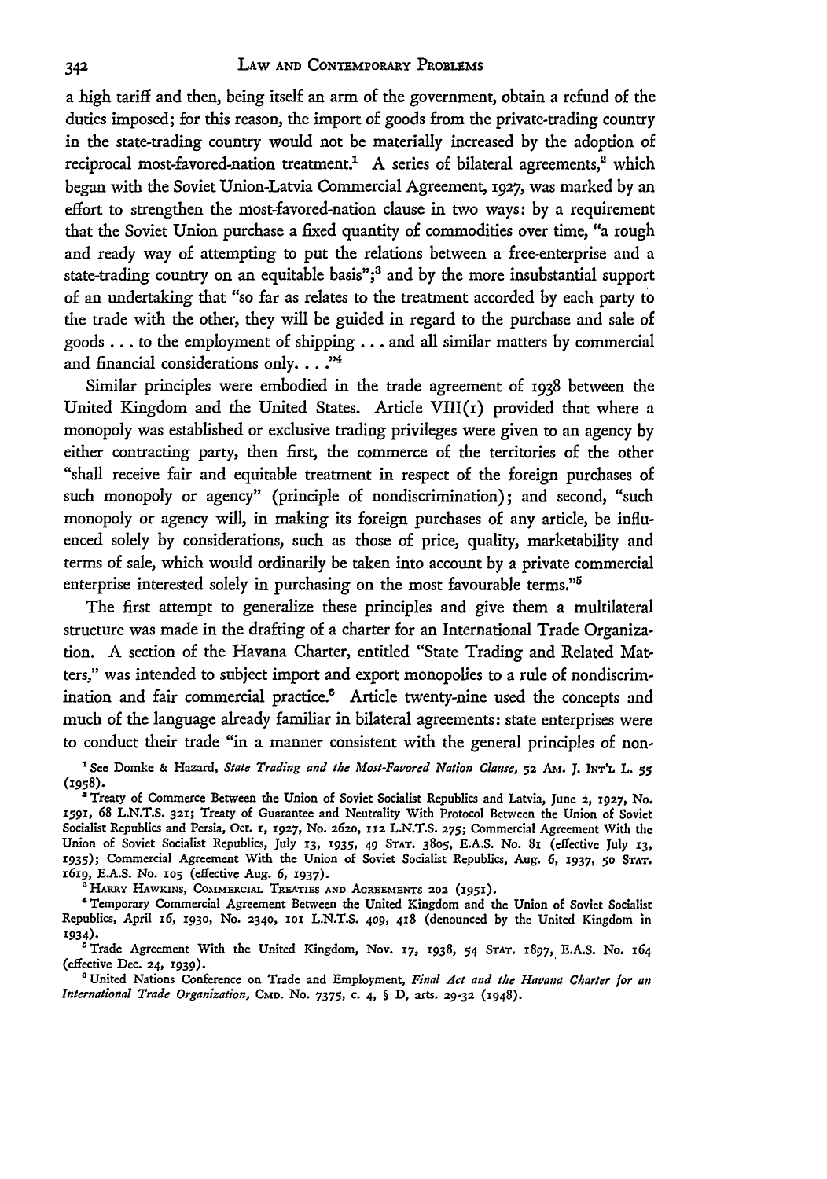a high tariff and then, being itself an arm of the government, obtain a refund of the duties imposed; for this reason, the import of goods from the private-trading country in the state-trading country would not be materially increased by the adoption of reciprocal most-favored-nation treatment.[1] A series of bilateral agreements,[2] which began with the Soviet Union-Latvia Commercial Agreement, 1927, was marked by an effort to strengthen the most-favored-nation clause in two ways: by a requirement that the Soviet Union purchase a fixed quantity of commodities over time, "a rough and ready way of attempting to put the relations between a free-enterprise and a state-trading country on an equitable basis";[3] and by the more insubstantial support of an undertaking that "so far as relates to the treatment accorded by each party to the trade with the other, they will be guided in regard to the purchase and sale of goods . . . to the employment of shipping . . . and all similar matters by commercial and financial considerations only. . . ."[4]

Similar principles were embodied in the trade agreement of 1938 between the United Kingdom and the United States. Article VIII(1) provided that where a monopoly was established or exclusive trading privileges were given to an agency by either contracting party, then first, the commerce of the territories of the other "shall receive fair and equitable treatment in respect of the foreign purchases of such monopoly or agency" (principle of nondiscrimination); and second, "such monopoly or agency will, in making its foreign purchases of any article, be influenced solely by considerations, such as those of price, quality, marketability and terms of sale, which would ordinarily be taken into account by a private commercial enterprise interested solely in purchasing on the most favourable terms."[5]

The first attempt to generalize these principles and give them a multilateral structure was made in the drafting of a charter for an International Trade Organization. A section of the Havana Charter, entitled "State Trading and Related Matters," was intended to subject import and export monopolies to a rule of nondiscrimination and fair commercial practice.[6] Article twenty-nine used the concepts and much of the language already familiar in bilateral agreements: state enterprises were to conduct their trade "in a manner consistent with the general principles of non-

---

[1] See Domke & Hazard, *State Trading and the Most-Favored Nation Clause*, 52 AM. J. INT'L L. 55 (1958).

[2] Treaty of Commerce Between the Union of Soviet Socialist Republics and Latvia, June 2, 1927, No. 1591, 68 L.N.T.S. 321; Treaty of Guarantee and Neutrality With Protocol Between the Union of Soviet Socialist Republics and Persia, Oct. 1, 1927, No. 2620, 112 L.N.T.S. 275; Commercial Agreement With the Union of Soviet Socialist Republics, July 13, 1935, 49 STAT. 3805, E.A.S. No. 81 (effective July 13, 1935); Commercial Agreement With the Union of Soviet Socialist Republics, Aug. 6, 1937, 50 STAT. 1619, E.A.S. No. 105 (effective Aug. 6, 1937).

[3] HARRY HAWKINS, COMMERCIAL TREATIES AND AGREEMENTS 202 (1951).

[4] Temporary Commercial Agreement Between the United Kingdom and the Union of Soviet Socialist Republics, April 16, 1930, No. 2340, 101 L.N.T.S. 409, 418 (denounced by the United Kingdom in 1934).

[5] Trade Agreement With the United Kingdom, Nov. 17, 1938, 54 STAT. 1897, E.A.S. No. 164 (effective Dec. 24, 1939).

[6] United Nations Conference on Trade and Employment, *Final Act and the Havana Charter for an International Trade Organization*, CMD. No. 7375, c. 4, § D, arts. 29-32 (1948).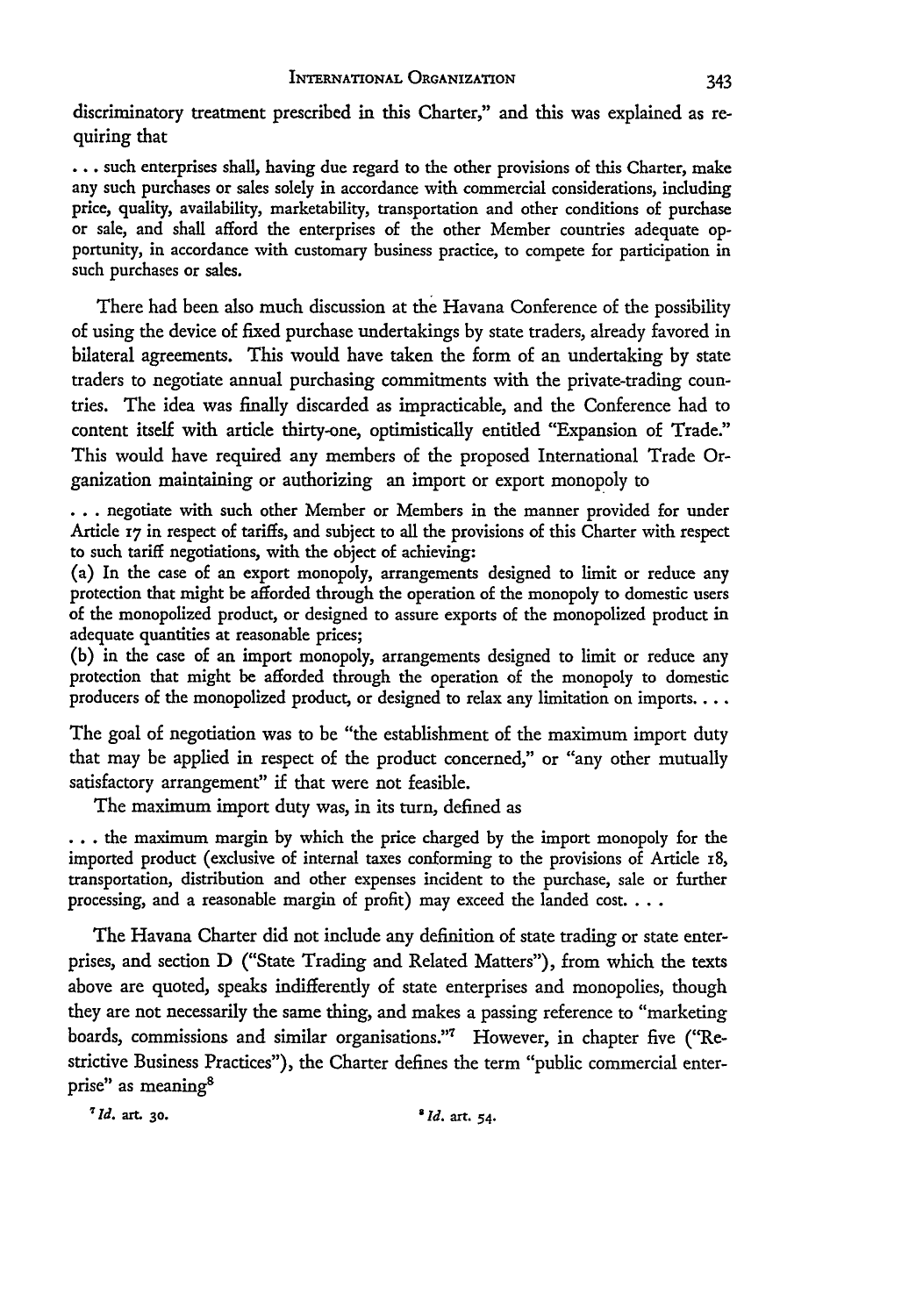discriminatory treatment prescribed in this Charter," and this was explained as requiring that

> . . . such enterprises shall, having due regard to the other provisions of this Charter, make any such purchases or sales solely in accordance with commercial considerations, including price, quality, availability, marketability, transportation and other conditions of purchase or sale, and shall afford the enterprises of the other Member countries adequate opportunity, in accordance with customary business practice, to compete for participation in such purchases or sales.

There had been also much discussion at the Havana Conference of the possibility of using the device of fixed purchase undertakings by state traders, already favored in bilateral agreements. This would have taken the form of an undertaking by state traders to negotiate annual purchasing commitments with the private-trading countries. The idea was finally discarded as impracticable, and the Conference had to content itself with article thirty-one, optimistically entitled "Expansion of Trade." This would have required any members of the proposed International Trade Organization maintaining or authorizing an import or export monopoly to

> . . . negotiate with such other Member or Members in the manner provided for under Article 17 in respect of tariffs, and subject to all the provisions of this Charter with respect to such tariff negotiations, with the object of achieving:
> (a) In the case of an export monopoly, arrangements designed to limit or reduce any protection that might be afforded through the operation of the monopoly to domestic users of the monopolized product, or designed to assure exports of the monopolized product in adequate quantities at reasonable prices;
> (b) in the case of an import monopoly, arrangements designed to limit or reduce any protection that might be afforded through the operation of the monopoly to domestic producers of the monopolized product, or designed to relax any limitation on imports. . . .

The goal of negotiation was to be "the establishment of the maximum import duty that may be applied in respect of the product concerned," or "any other mutually satisfactory arrangement" if that were not feasible.

The maximum import duty was, in its turn, defined as

> . . . the maximum margin by which the price charged by the import monopoly for the imported product (exclusive of internal taxes conforming to the provisions of Article 18, transportation, distribution and other expenses incident to the purchase, sale or further processing, and a reasonable margin of profit) may exceed the landed cost. . . .

The Havana Charter did not include any definition of state trading or state enterprises, and section D ("State Trading and Related Matters"), from which the texts above are quoted, speaks indifferently of state enterprises and monopolies, though they are not necessarily the same thing, and makes a passing reference to "marketing boards, commissions and similar organisations."[7] However, in chapter five ("Restrictive Business Practices"), the Charter defines the term "public commercial enterprise" as meaning[8]

[7] *Id.* art. 30.

[8] *Id.* art. 54.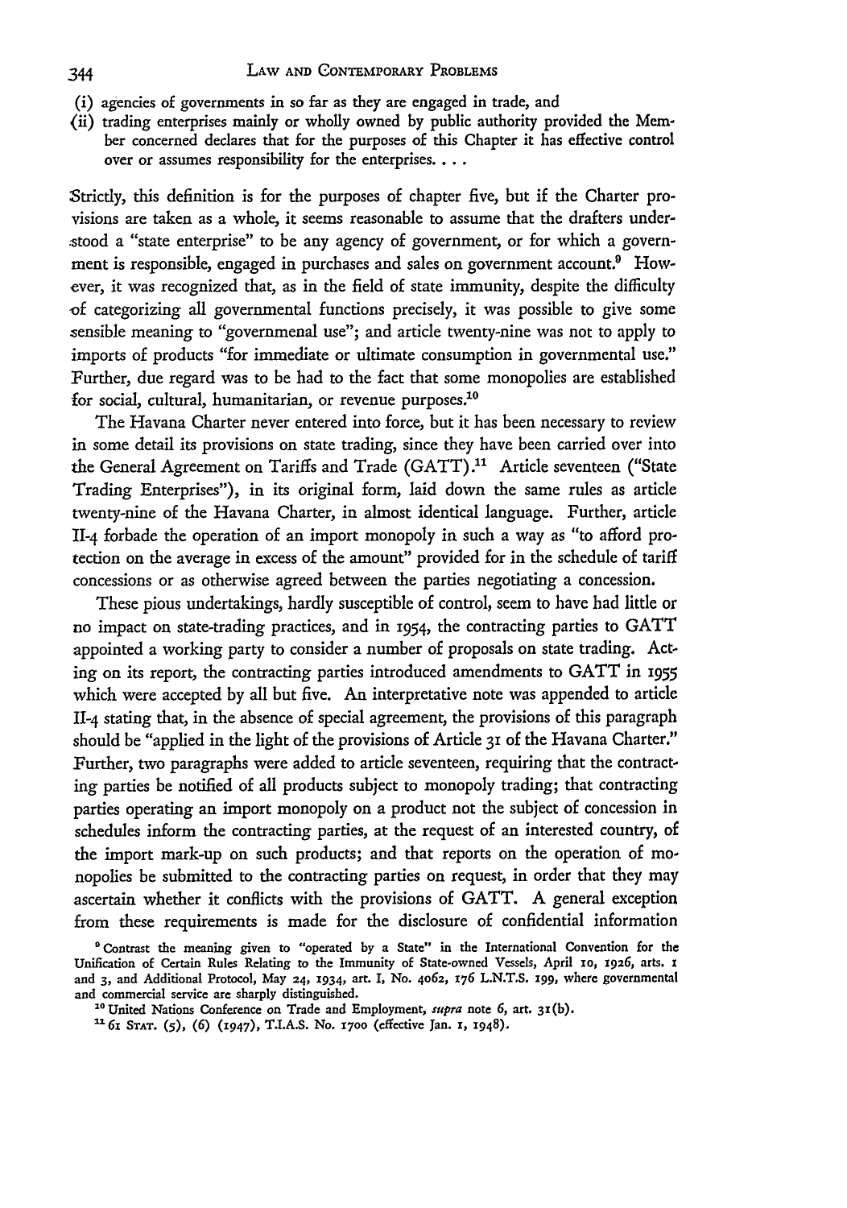(i) agencies of governments in so far as they are engaged in trade, and

(ii) trading enterprises mainly or wholly owned by public authority provided the Member concerned declares that for the purposes of this Chapter it has effective control over or assumes responsibility for the enterprises. . . .

Strictly, this definition is for the purposes of chapter five, but if the Charter provisions are taken as a whole, it seems reasonable to assume that the drafters understood a "state enterprise" to be any agency of government, or for which a government is responsible, engaged in purchases and sales on government account.[9] However, it was recognized that, as in the field of state immunity, despite the difficulty of categorizing all governmental functions precisely, it was possible to give some sensible meaning to "governmenal use"; and article twenty-nine was not to apply to imports of products "for immediate or ultimate consumption in governmental use." Further, due regard was to be had to the fact that some monopolies are established for social, cultural, humanitarian, or revenue purposes.[10]

The Havana Charter never entered into force, but it has been necessary to review in some detail its provisions on state trading, since they have been carried over into the General Agreement on Tariffs and Trade (GATT).[11] Article seventeen ("State Trading Enterprises"), in its original form, laid down the same rules as article twenty-nine of the Havana Charter, in almost identical language. Further, article II-4 forbade the operation of an import monopoly in such a way as "to afford protection on the average in excess of the amount" provided for in the schedule of tariff concessions or as otherwise agreed between the parties negotiating a concession.

These pious undertakings, hardly susceptible of control, seem to have had little or no impact on state-trading practices, and in 1954, the contracting parties to GATT appointed a working party to consider a number of proposals on state trading. Acting on its report, the contracting parties introduced amendments to GATT in 1955 which were accepted by all but five. An interpretative note was appended to article II-4 stating that, in the absence of special agreement, the provisions of this paragraph should be "applied in the light of the provisions of Article 31 of the Havana Charter." Further, two paragraphs were added to article seventeen, requiring that the contracting parties be notified of all products subject to monopoly trading; that contracting parties operating an import monopoly on a product not the subject of concession in schedules inform the contracting parties, at the request of an interested country, of the import mark-up on such products; and that reports on the operation of monopolies be submitted to the contracting parties on request, in order that they may ascertain whether it conflicts with the provisions of GATT. A general exception from these requirements is made for the disclosure of confidential information

[9] Contrast the meaning given to "operated by a State" in the International Convention for the Unification of Certain Rules Relating to the Immunity of State-owned Vessels, April 10, 1926, arts. 1 and 3, and Additional Protocol, May 24, 1934, art. I, No. 4062, 176 L.N.T.S. 199, where governmental and commercial service are sharply distinguished.

[10] United Nations Conference on Trade and Employment, *supra* note 6, art. 31(b).

[11] 61 STAT. (5), (6) (1947), T.I.A.S. No. 1700 (effective Jan. 1, 1948).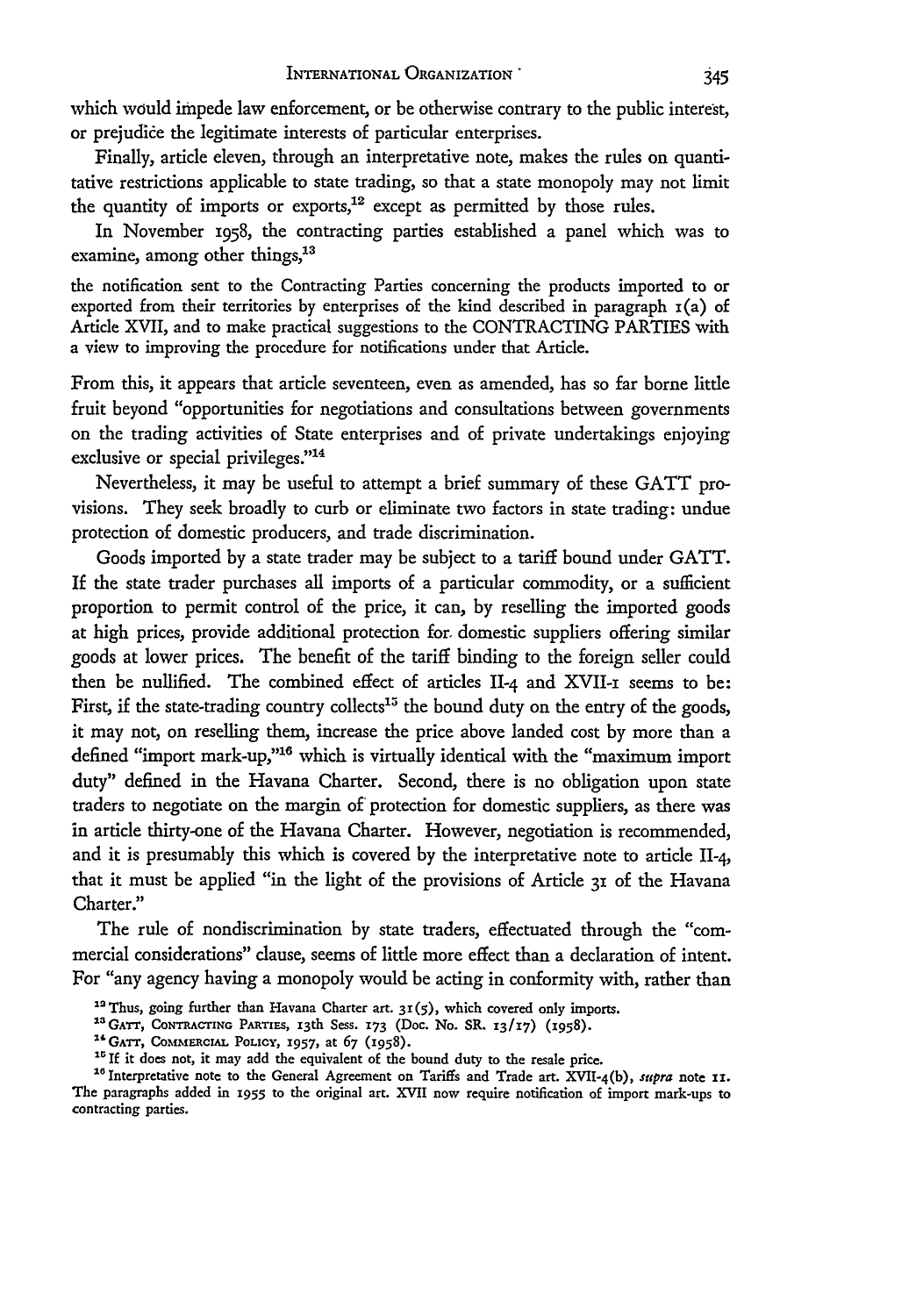which would impede law enforcement, or be otherwise contrary to the public interest, or prejudice the legitimate interests of particular enterprises.

Finally, article eleven, through an interpretative note, makes the rules on quantitative restrictions applicable to state trading, so that a state monopoly may not limit the quantity of imports or exports,[12] except as permitted by those rules.

In November 1958, the contracting parties established a panel which was to examine, among other things,[13]

> the notification sent to the Contracting Parties concerning the products imported to or exported from their territories by enterprises of the kind described in paragraph 1(a) of Article XVII, and to make practical suggestions to the CONTRACTING PARTIES with a view to improving the procedure for notifications under that Article.

From this, it appears that article seventeen, even as amended, has so far borne little fruit beyond "opportunities for negotiations and consultations between governments on the trading activities of State enterprises and of private undertakings enjoying exclusive or special privileges."[14]

Nevertheless, it may be useful to attempt a brief summary of these GATT provisions. They seek broadly to curb or eliminate two factors in state trading: undue protection of domestic producers, and trade discrimination.

Goods imported by a state trader may be subject to a tariff bound under GATT. If the state trader purchases all imports of a particular commodity, or a sufficient proportion to permit control of the price, it can, by reselling the imported goods at high prices, provide additional protection for domestic suppliers offering similar goods at lower prices. The benefit of the tariff binding to the foreign seller could then be nullified. The combined effect of articles II-4 and XVII-1 seems to be: First, if the state-trading country collects[15] the bound duty on the entry of the goods, it may not, on reselling them, increase the price above landed cost by more than a defined "import mark-up,"[16] which is virtually identical with the "maximum import duty" defined in the Havana Charter. Second, there is no obligation upon state traders to negotiate on the margin of protection for domestic suppliers, as there was in article thirty-one of the Havana Charter. However, negotiation is recommended, and it is presumably this which is covered by the interpretative note to article II-4, that it must be applied "in the light of the provisions of Article 31 of the Havana Charter."

The rule of nondiscrimination by state traders, effectuated through the "commercial considerations" clause, seems of little more effect than a declaration of intent. For "any agency having a monopoly would be acting in conformity with, rather than

[12] Thus, going further than Havana Charter art. 31(5), which covered only imports.

[13] GATT, CONTRACTING PARTIES, 13th Sess. 173 (Doc. No. SR. 13/17) (1958).

[14] GATT, COMMERCIAL POLICY, 1957, at 67 (1958).

[15] If it does not, it may add the equivalent of the bound duty to the resale price.

[16] Interpretative note to the General Agreement on Tariffs and Trade art. XVII-4(b), *supra* note 11. The paragraphs added in 1955 to the original art. XVII now require notification of import mark-ups to contracting parties.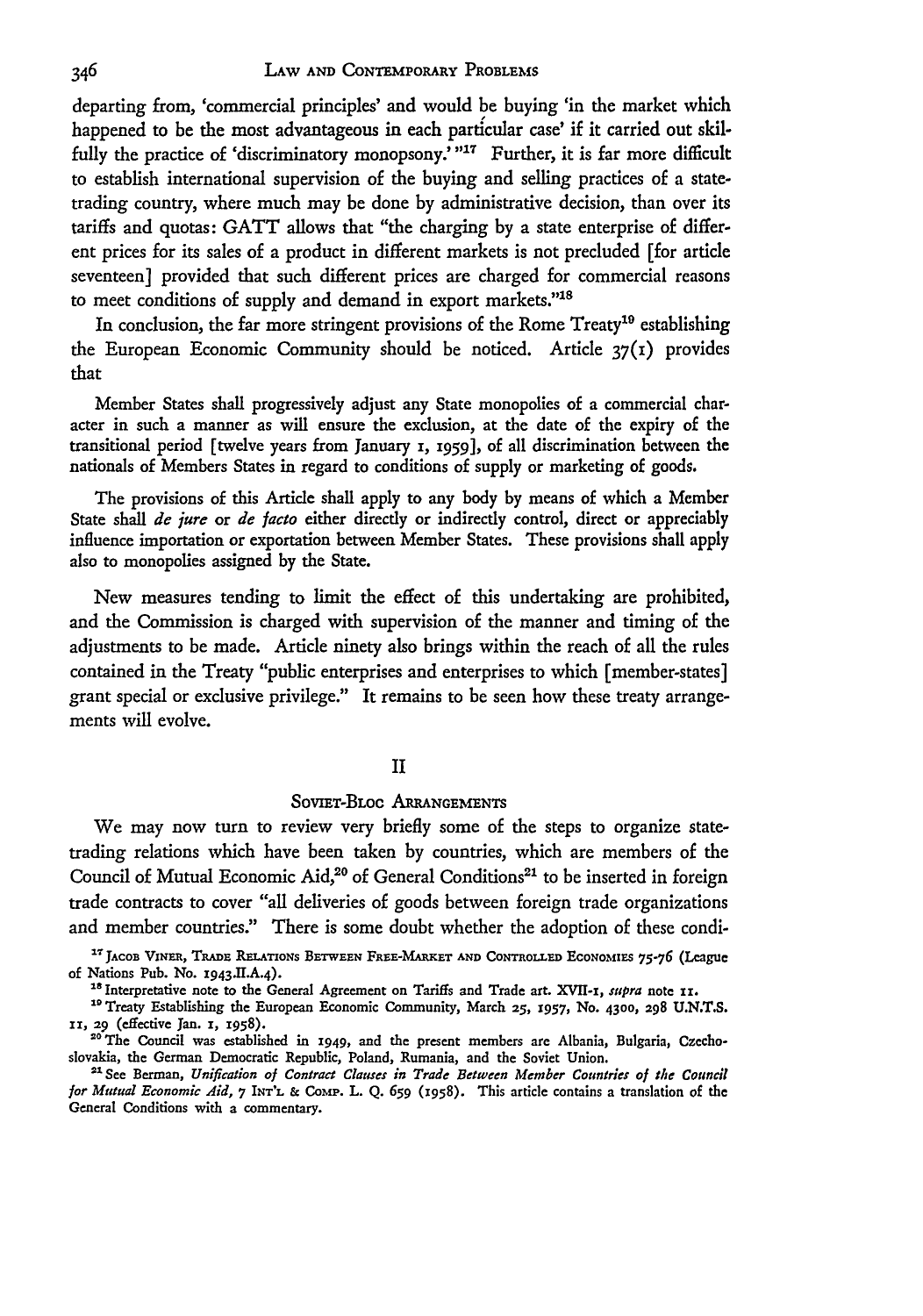departing from, 'commercial principles' and would be buying 'in the market which happened to be the most advantageous in each particular case' if it carried out skilfully the practice of 'discriminatory monopsony.'"[17] Further, it is far more difficult to establish international supervision of the buying and selling practices of a state-trading country, where much may be done by administrative decision, than over its tariffs and quotas: GATT allows that "the charging by a state enterprise of different prices for its sales of a product in different markets is not precluded [for article seventeen] provided that such different prices are charged for commercial reasons to meet conditions of supply and demand in export markets."[18]

In conclusion, the far more stringent provisions of the Rome Treaty[19] establishing the European Economic Community should be noticed. Article 37(1) provides that

> Member States shall progressively adjust any State monopolies of a commercial character in such a manner as will ensure the exclusion, at the date of the expiry of the transitional period [twelve years from January 1, 1959], of all discrimination between the nationals of Members States in regard to conditions of supply or marketing of goods.
>
> The provisions of this Article shall apply to any body by means of which a Member State shall *de jure* or *de facto* either directly or indirectly control, direct or appreciably influence importation or exportation between Member States. These provisions shall apply also to monopolies assigned by the State.

New measures tending to limit the effect of this undertaking are prohibited, and the Commission is charged with supervision of the manner and timing of the adjustments to be made. Article ninety also brings within the reach of all the rules contained in the Treaty "public enterprises and enterprises to which [member-states] grant special or exclusive privilege." It remains to be seen how these treaty arrangements will evolve.

## II

### Soviet-Bloc Arrangements

We may now turn to review very briefly some of the steps to organize state-trading relations which have been taken by countries, which are members of the Council of Mutual Economic Aid,[20] of General Conditions[21] to be inserted in foreign trade contracts to cover "all deliveries of goods between foreign trade organizations and member countries." There is some doubt whether the adoption of these condi-

---

[17] Jacob Viner, Trade Relations Between Free-Market and Controlled Economies 75-76 (League of Nations Pub. No. 1943.II.A.4).

[18] Interpretative note to the General Agreement on Tariffs and Trade art. XVII-1, *supra* note 11.

[19] Treaty Establishing the European Economic Community, March 25, 1957, No. 4300, 298 U.N.T.S. 11, 29 (effective Jan. 1, 1958).

[20] The Council was established in 1949, and the present members are Albania, Bulgaria, Czechoslovakia, the German Democratic Republic, Poland, Rumania, and the Soviet Union.

[21] See Berman, *Unification of Contract Clauses in Trade Between Member Countries of the Council for Mutual Economic Aid*, 7 Int'l & Comp. L. Q. 659 (1958). This article contains a translation of the General Conditions with a commentary.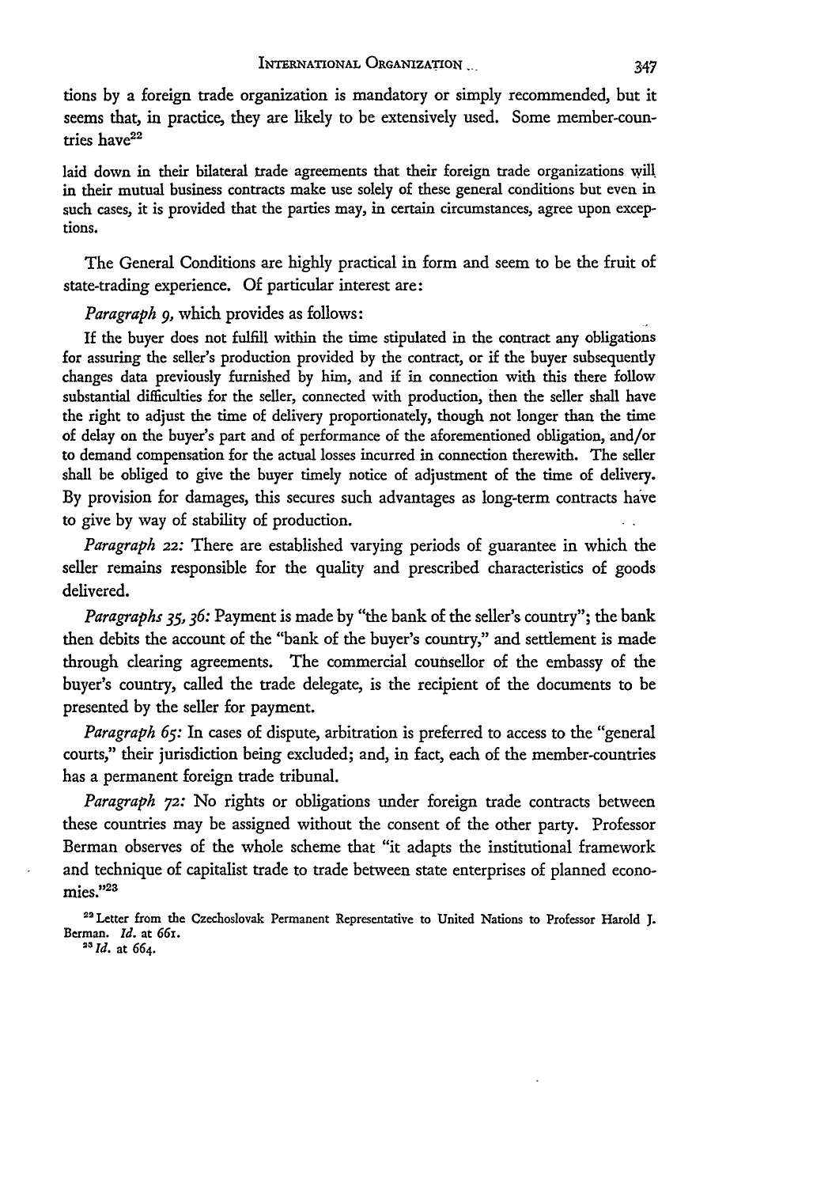tions by a foreign trade organization is mandatory or simply recommended, but it seems that, in practice, they are likely to be extensively used. Some member-countries have[22]

> laid down in their bilateral trade agreements that their foreign trade organizations will in their mutual business contracts make use solely of these general conditions but even in such cases, it is provided that the parties may, in certain circumstances, agree upon exceptions.

The General Conditions are highly practical in form and seem to be the fruit of state-trading experience. Of particular interest are:

*Paragraph 9,* which provides as follows:

> If the buyer does not fulfill within the time stipulated in the contract any obligations for assuring the seller's production provided by the contract, or if the buyer subsequently changes data previously furnished by him, and if in connection with this there follow substantial difficulties for the seller, connected with production, then the seller shall have the right to adjust the time of delivery proportionately, though not longer than the time of delay on the buyer's part and of performance of the aforementioned obligation, and/or to demand compensation for the actual losses incurred in connection therewith. The seller shall be obliged to give the buyer timely notice of adjustment of the time of delivery.

By provision for damages, this secures such advantages as long-term contracts have to give by way of stability of production.

*Paragraph 22:* There are established varying periods of guarantee in which the seller remains responsible for the quality and prescribed characteristics of goods delivered.

*Paragraphs 35, 36:* Payment is made by "the bank of the seller's country"; the bank then debits the account of the "bank of the buyer's country," and settlement is made through clearing agreements. The commercial counsellor of the embassy of the buyer's country, called the trade delegate, is the recipient of the documents to be presented by the seller for payment.

*Paragraph 65:* In cases of dispute, arbitration is preferred to access to the "general courts," their jurisdiction being excluded; and, in fact, each of the member-countries has a permanent foreign trade tribunal.

*Paragraph 72:* No rights or obligations under foreign trade contracts between these countries may be assigned without the consent of the other party. Professor Berman observes of the whole scheme that "it adapts the institutional framework and technique of capitalist trade to trade between state enterprises of planned economies."[23]

[22] Letter from the Czechoslovak Permanent Representative to United Nations to Professor Harold J. Berman. *Id.* at 661.

[23] *Id.* at 664.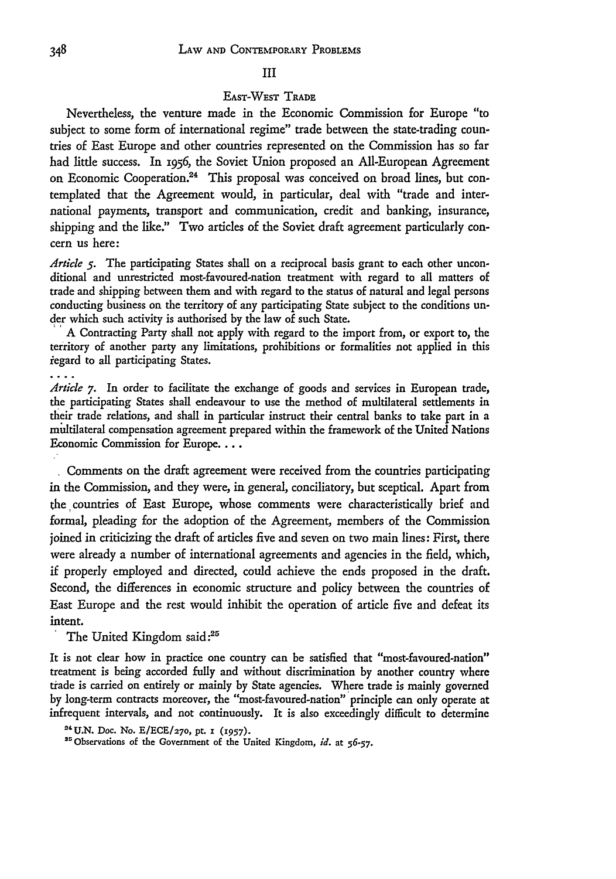## III

### East-West Trade

Nevertheless, the venture made in the Economic Commission for Europe "to subject to some form of international regime" trade between the state-trading countries of East Europe and other countries represented on the Commission has so far had little success. In 1956, the Soviet Union proposed an All-European Agreement on Economic Cooperation.[24] This proposal was conceived on broad lines, but contemplated that the Agreement would, in particular, deal with "trade and international payments, transport and communication, credit and banking, insurance, shipping and the like." Two articles of the Soviet draft agreement particularly concern us here:

*Article 5.* The participating States shall on a reciprocal basis grant to each other unconditional and unrestricted most-favoured-nation treatment with regard to all matters of trade and shipping between them and with regard to the status of natural and legal persons conducting business on the territory of any participating State subject to the conditions under which such activity is authorised by the law of such State.

A Contracting Party shall not apply with regard to the import from, or export to, the territory of another party any limitations, prohibitions or formalities not applied in this regard to all participating States.

....

*Article 7.* In order to facilitate the exchange of goods and services in European trade, the participating States shall endeavour to use the method of multilateral settlements in their trade relations, and shall in particular instruct their central banks to take part in a multilateral compensation agreement prepared within the framework of the United Nations Economic Commission for Europe. ...

Comments on the draft agreement were received from the countries participating in the Commission, and they were, in general, conciliatory, but sceptical. Apart from the countries of East Europe, whose comments were characteristically brief and formal, pleading for the adoption of the Agreement, members of the Commission joined in criticizing the draft of articles five and seven on two main lines: First, there were already a number of international agreements and agencies in the field, which, if properly employed and directed, could achieve the ends proposed in the draft. Second, the differences in economic structure and policy between the countries of East Europe and the rest would inhibit the operation of article five and defeat its intent.

The United Kingdom said:[25]

It is not clear how in practice one country can be satisfied that "most-favoured-nation" treatment is being accorded fully and without discrimination by another country where trade is carried on entirely or mainly by State agencies. Where trade is mainly governed by long-term contracts moreover, the "most-favoured-nation" principle can only operate at infrequent intervals, and not continuously. It is also exceedingly difficult to determine

[24] U.N. Doc. No. E/ECE/270, pt. 1 (1957).

[25] Observations of the Government of the United Kingdom, *id.* at 56-57.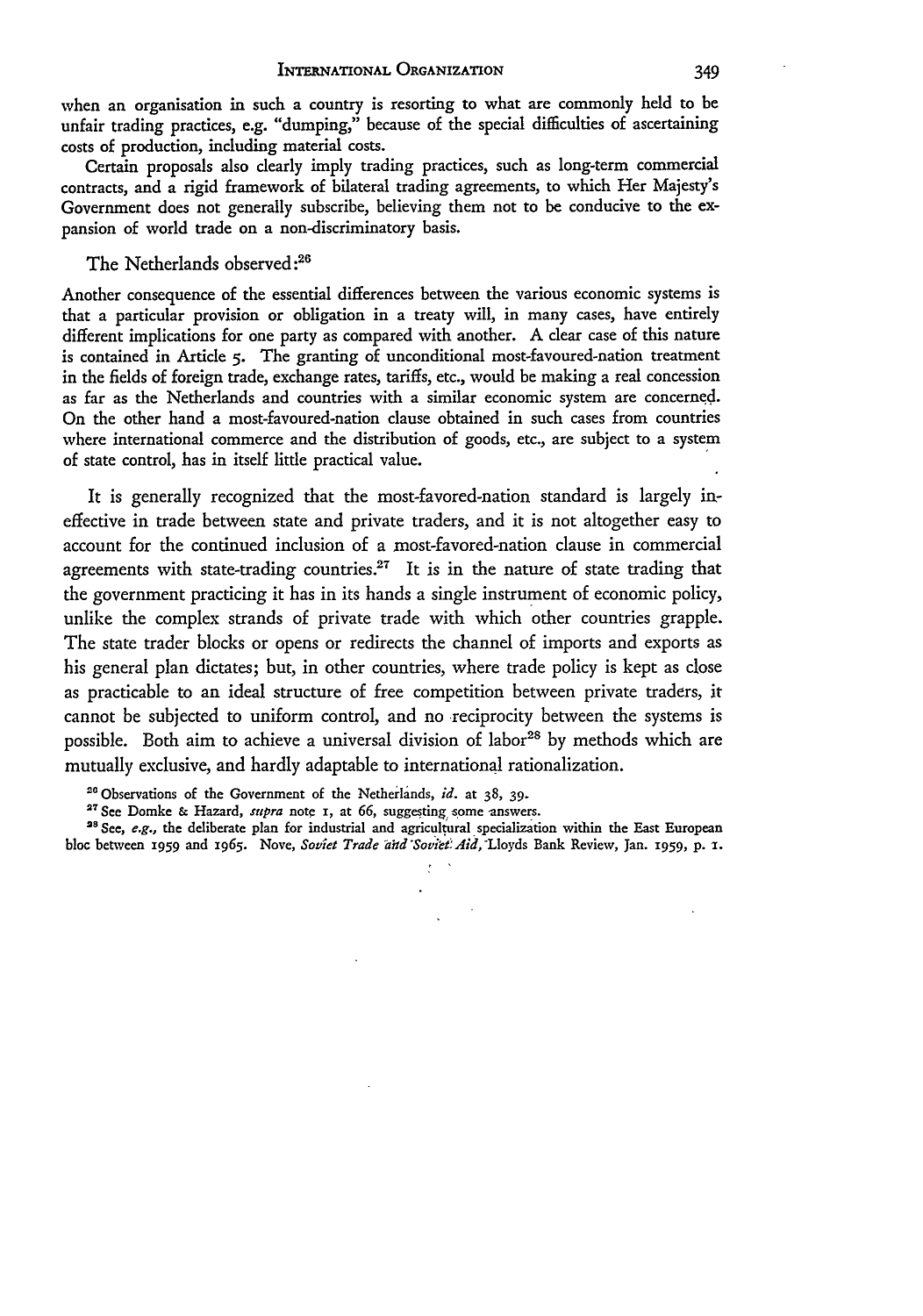when an organisation in such a country is resorting to what are commonly held to be unfair trading practices, e.g. "dumping," because of the special difficulties of ascertaining costs of production, including material costs.

Certain proposals also clearly imply trading practices, such as long-term commercial contracts, and a rigid framework of bilateral trading agreements, to which Her Majesty's Government does not generally subscribe, believing them not to be conducive to the expansion of world trade on a non-discriminatory basis.

The Netherlands observed:[26]

Another consequence of the essential differences between the various economic systems is that a particular provision or obligation in a treaty will, in many cases, have entirely different implications for one party as compared with another. A clear case of this nature is contained in Article 5. The granting of unconditional most-favoured-nation treatment in the fields of foreign trade, exchange rates, tariffs, etc., would be making a real concession as far as the Netherlands and countries with a similar economic system are concerned. On the other hand a most-favoured-nation clause obtained in such cases from countries where international commerce and the distribution of goods, etc., are subject to a system of state control, has in itself little practical value.

It is generally recognized that the most-favored-nation standard is largely ineffective in trade between state and private traders, and it is not altogether easy to account for the continued inclusion of a most-favored-nation clause in commercial agreements with state-trading countries.[27] It is in the nature of state trading that the government practicing it has in its hands a single instrument of economic policy, unlike the complex strands of private trade with which other countries grapple. The state trader blocks or opens or redirects the channel of imports and exports as his general plan dictates; but, in other countries, where trade policy is kept as close as practicable to an ideal structure of free competition between private traders, it cannot be subjected to uniform control, and no reciprocity between the systems is possible. Both aim to achieve a universal division of labor[28] by methods which are mutually exclusive, and hardly adaptable to international rationalization.

[26] Observations of the Government of the Netherlands, *id.* at 38, 39.

[27] See Domke & Hazard, *supra* note 1, at 66, suggesting some answers.

[28] See, *e.g.*, the deliberate plan for industrial and agricultural specialization within the East European bloc between 1959 and 1965. Nove, *Soviet Trade and Soviet Aid*, Lloyds Bank Review, Jan. 1959, p. 1.